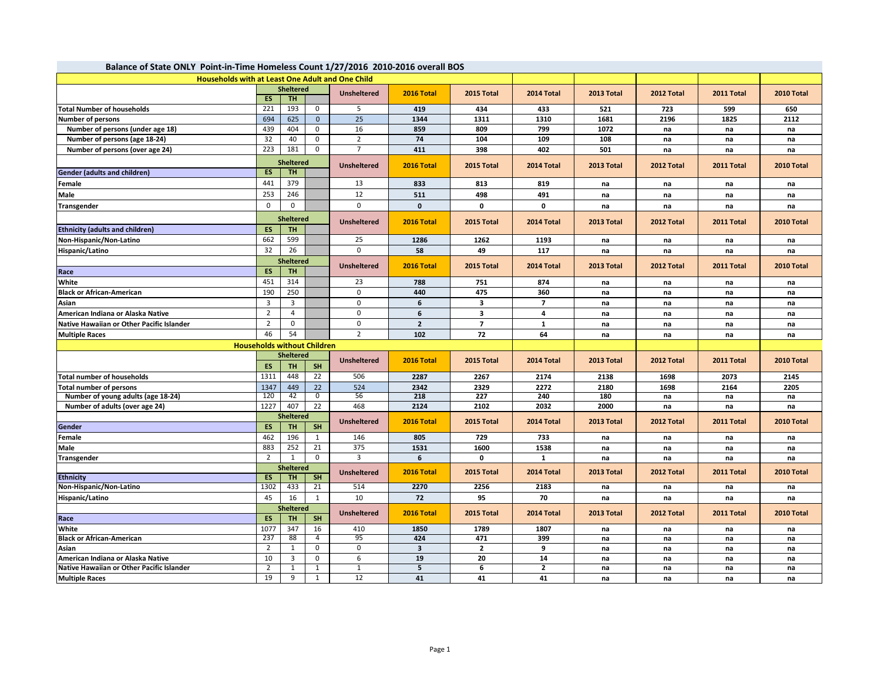# Balance of State ONLY Point-in-Time Homeless Count 1/27/2016 2010-2016 overall BOS

## Households with at Least One Adult and One Child

| | Sheltered | | | Unsheltered | 2016 Total | 2015 Total | 2014 Total | 2013 Total | 2012 Total | 2011 Total | 2010 Total |
|---|---|---|---|---|---|---|---|---|---|---|---|
| | ES | TH | | | | | | | | | |
| Total Number of households | 221 | 193 | 0 | 5 | 419 | 434 | 433 | 521 | 723 | 599 | 650 |
| Number of persons | 694 | 625 | 0 | 25 | 1344 | 1311 | 1310 | 1681 | 2196 | 1825 | 2112 |
| Number of persons (under age 18) | 439 | 404 | 0 | 16 | 859 | 809 | 799 | 1072 | na | na | na |
| Number of persons (age 18-24) | 32 | 40 | 0 | 2 | 74 | 104 | 109 | 108 | na | na | na |
| Number of persons (over age 24) | 223 | 181 | 0 | 7 | 411 | 398 | 402 | 501 | na | na | na |

| Gender (adults and children) | Sheltered ES | TH | | Unsheltered | 2016 Total | 2015 Total | 2014 Total | 2013 Total | 2012 Total | 2011 Total | 2010 Total |
|---|---|---|---|---|---|---|---|---|---|---|---|
| Female | 441 | 379 | | 13 | 833 | 813 | 819 | na | na | na | na |
| Male | 253 | 246 | | 12 | 511 | 498 | 491 | na | na | na | na |
| Transgender | 0 | 0 | | 0 | 0 | 0 | 0 | na | na | na | na |

| Ethnicity (adults and children) | Sheltered ES | TH | | Unsheltered | 2016 Total | 2015 Total | 2014 Total | 2013 Total | 2012 Total | 2011 Total | 2010 Total |
|---|---|---|---|---|---|---|---|---|---|---|---|
| Non-Hispanic/Non-Latino | 662 | 599 | | 25 | 1286 | 1262 | 1193 | na | na | na | na |
| Hispanic/Latino | 32 | 26 | | 0 | 58 | 49 | 117 | na | na | na | na |

| Race | Sheltered ES | TH | | Unsheltered | 2016 Total | 2015 Total | 2014 Total | 2013 Total | 2012 Total | 2011 Total | 2010 Total |
|---|---|---|---|---|---|---|---|---|---|---|---|
| White | 451 | 314 | | 23 | 788 | 751 | 874 | na | na | na | na |
| Black or African-American | 190 | 250 | | 0 | 440 | 475 | 360 | na | na | na | na |
| Asian | 3 | 3 | | 0 | 6 | 3 | 7 | na | na | na | na |
| American Indiana or Alaska Native | 2 | 4 | | 0 | 6 | 3 | 4 | na | na | na | na |
| Native Hawaiian or Other Pacific Islander | 2 | 0 | | 0 | 2 | 7 | 1 | na | na | na | na |
| Multiple Races | 46 | 54 | | 2 | 102 | 72 | 64 | na | na | na | na |

## Households without Children

| | Sheltered | | | Unsheltered | 2016 Total | 2015 Total | 2014 Total | 2013 Total | 2012 Total | 2011 Total | 2010 Total |
|---|---|---|---|---|---|---|---|---|---|---|---|
| | ES | TH | SH | | | | | | | | |
| Total number of households | 1311 | 448 | 22 | 506 | 2287 | 2267 | 2174 | 2138 | 1698 | 2073 | 2145 |
| Total number of persons | 1347 | 449 | 22 | 524 | 2342 | 2329 | 2272 | 2180 | 1698 | 2164 | 2205 |
| Number of young adults (age 18-24) | 120 | 42 | 0 | 56 | 218 | 227 | 240 | 180 | na | na | na |
| Number of adults (over age 24) | 1227 | 407 | 22 | 468 | 2124 | 2102 | 2032 | 2000 | na | na | na |

| Gender | Sheltered ES | TH | SH | Unsheltered | 2016 Total | 2015 Total | 2014 Total | 2013 Total | 2012 Total | 2011 Total | 2010 Total |
|---|---|---|---|---|---|---|---|---|---|---|---|
| Female | 462 | 196 | 1 | 146 | 805 | 729 | 733 | na | na | na | na |
| Male | 883 | 252 | 21 | 375 | 1531 | 1600 | 1538 | na | na | na | na |
| Transgender | 2 | 1 | 0 | 3 | 6 | 0 | 1 | na | na | na | na |

| Ethnicity | Sheltered ES | TH | SH | Unsheltered | 2016 Total | 2015 Total | 2014 Total | 2013 Total | 2012 Total | 2011 Total | 2010 Total |
|---|---|---|---|---|---|---|---|---|---|---|---|
| Non-Hispanic/Non-Latino | 1302 | 433 | 21 | 514 | 2270 | 2256 | 2183 | na | na | na | na |
| Hispanic/Latino | 45 | 16 | 1 | 10 | 72 | 95 | 70 | na | na | na | na |

| Race | Sheltered ES | TH | SH | Unsheltered | 2016 Total | 2015 Total | 2014 Total | 2013 Total | 2012 Total | 2011 Total | 2010 Total |
|---|---|---|---|---|---|---|---|---|---|---|---|
| White | 1077 | 347 | 16 | 410 | 1850 | 1789 | 1807 | na | na | na | na |
| Black or African-American | 237 | 88 | 4 | 95 | 424 | 471 | 399 | na | na | na | na |
| Asian | 2 | 1 | 0 | 0 | 3 | 2 | 9 | na | na | na | na |
| American Indiana or Alaska Native | 10 | 3 | 0 | 6 | 19 | 20 | 14 | na | na | na | na |
| Native Hawaiian or Other Pacific Islander | 2 | 1 | 1 | 1 | 5 | 6 | 2 | na | na | na | na |
| Multiple Races | 19 | 9 | 1 | 12 | 41 | 41 | 41 | na | na | na | na |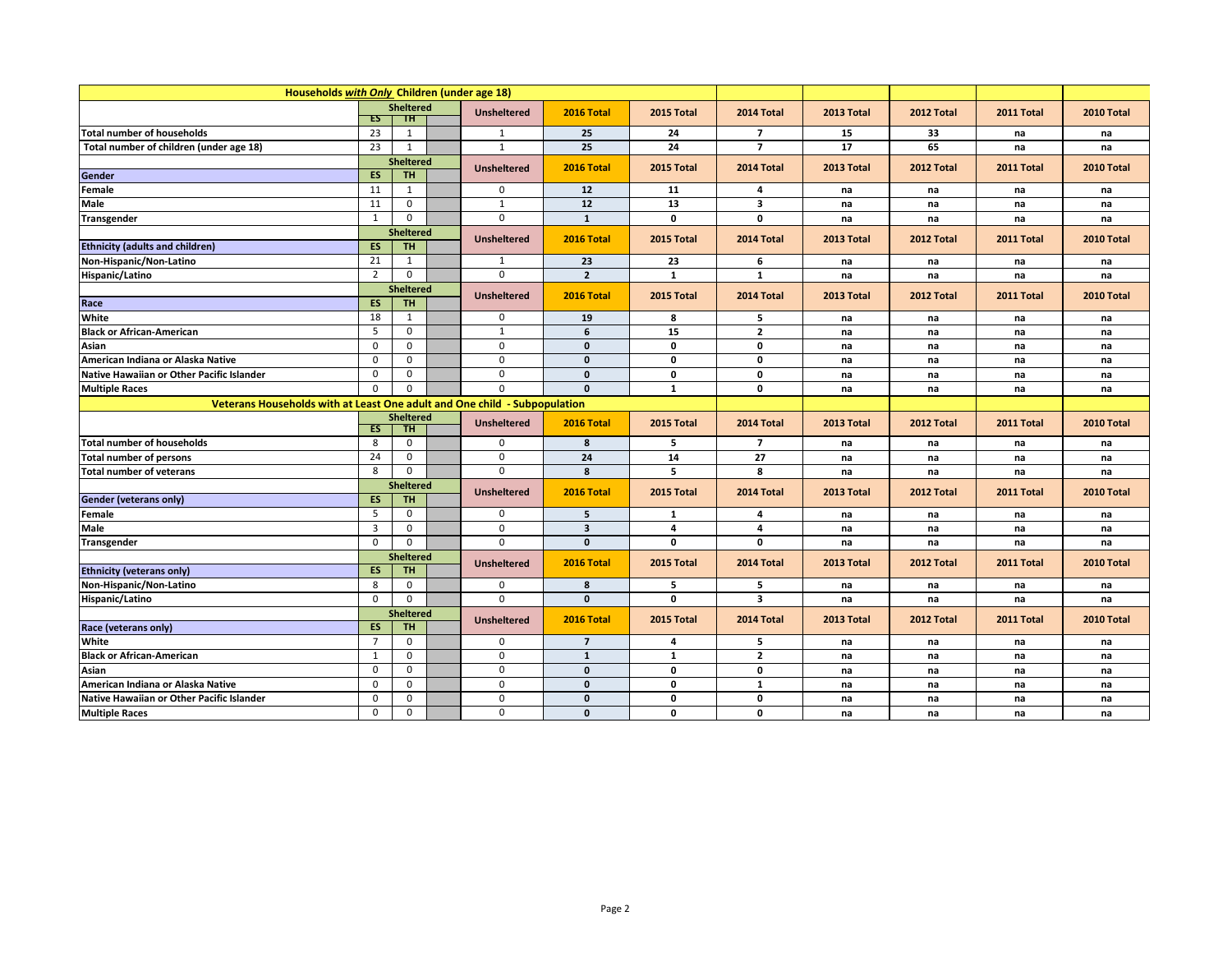## Households *with Only* Children (under age 18)

| | Sheltered ES | Sheltered TH | | Unsheltered | 2016 Total | 2015 Total | 2014 Total | 2013 Total | 2012 Total | 2011 Total | 2010 Total |
|---|---|---|---|---|---|---|---|---|---|---|---|
| **Total number of households** | 23 | 1 | | 1 | 25 | 24 | 7 | 15 | 33 | na | na |
| **Total number of children (under age 18)** | 23 | 1 | | 1 | 25 | 24 | 7 | 17 | 65 | na | na |
| **Gender** | **ES** | **TH** | | **Unsheltered** | **2016 Total** | **2015 Total** | **2014 Total** | **2013 Total** | **2012 Total** | **2011 Total** | **2010 Total** |
| **Female** | 11 | 1 | | 0 | 12 | 11 | 4 | na | na | na | na |
| **Male** | 11 | 0 | | 1 | 12 | 13 | 3 | na | na | na | na |
| **Transgender** | 1 | 0 | | 0 | 1 | 0 | 0 | na | na | na | na |
| **Ethnicity (adults and children)** | **ES** | **TH** | | **Unsheltered** | **2016 Total** | **2015 Total** | **2014 Total** | **2013 Total** | **2012 Total** | **2011 Total** | **2010 Total** |
| **Non-Hispanic/Non-Latino** | 21 | 1 | | 1 | 23 | 23 | 6 | na | na | na | na |
| **Hispanic/Latino** | 2 | 0 | | 0 | 2 | 1 | 1 | na | na | na | na |
| **Race** | **ES** | **TH** | | **Unsheltered** | **2016 Total** | **2015 Total** | **2014 Total** | **2013 Total** | **2012 Total** | **2011 Total** | **2010 Total** |
| **White** | 18 | 1 | | 0 | 19 | 8 | 5 | na | na | na | na |
| **Black or African-American** | 5 | 0 | | 1 | 6 | 15 | 2 | na | na | na | na |
| **Asian** | 0 | 0 | | 0 | 0 | 0 | 0 | na | na | na | na |
| **American Indiana or Alaska Native** | 0 | 0 | | 0 | 0 | 0 | 0 | na | na | na | na |
| **Native Hawaiian or Other Pacific Islander** | 0 | 0 | | 0 | 0 | 0 | 0 | na | na | na | na |
| **Multiple Races** | 0 | 0 | | 0 | 0 | 1 | 0 | na | na | na | na |

## Veterans Households with at Least One adult and One child - Subpopulation

| | Sheltered ES | Sheltered TH | | Unsheltered | 2016 Total | 2015 Total | 2014 Total | 2013 Total | 2012 Total | 2011 Total | 2010 Total |
|---|---|---|---|---|---|---|---|---|---|---|---|
| **Total number of households** | 8 | 0 | | 0 | 8 | 5 | 7 | na | na | na | na |
| **Total number of persons** | 24 | 0 | | 0 | 24 | 14 | 27 | na | na | na | na |
| **Total number of veterans** | 8 | 0 | | 0 | 8 | 5 | 8 | na | na | na | na |
| **Gender (veterans only)** | **ES** | **TH** | | **Unsheltered** | **2016 Total** | **2015 Total** | **2014 Total** | **2013 Total** | **2012 Total** | **2011 Total** | **2010 Total** |
| **Female** | 5 | 0 | | 0 | 5 | 1 | 4 | na | na | na | na |
| **Male** | 3 | 0 | | 0 | 3 | 4 | 4 | na | na | na | na |
| **Transgender** | 0 | 0 | | 0 | 0 | 0 | 0 | na | na | na | na |
| **Ethnicity (veterans only)** | **ES** | **TH** | | **Unsheltered** | **2016 Total** | **2015 Total** | **2014 Total** | **2013 Total** | **2012 Total** | **2011 Total** | **2010 Total** |
| **Non-Hispanic/Non-Latino** | 8 | 0 | | 0 | 8 | 5 | 5 | na | na | na | na |
| **Hispanic/Latino** | 0 | 0 | | 0 | 0 | 0 | 3 | na | na | na | na |
| **Race (veterans only)** | **ES** | **TH** | | **Unsheltered** | **2016 Total** | **2015 Total** | **2014 Total** | **2013 Total** | **2012 Total** | **2011 Total** | **2010 Total** |
| **White** | 7 | 0 | | 0 | 7 | 4 | 5 | na | na | na | na |
| **Black or African-American** | 1 | 0 | | 0 | 1 | 1 | 2 | na | na | na | na |
| **Asian** | 0 | 0 | | 0 | 0 | 0 | 0 | na | na | na | na |
| **American Indiana or Alaska Native** | 0 | 0 | | 0 | 0 | 0 | 1 | na | na | na | na |
| **Native Hawaiian or Other Pacific Islander** | 0 | 0 | | 0 | 0 | 0 | 0 | na | na | na | na |
| **Multiple Races** | 0 | 0 | | 0 | 0 | 0 | 0 | na | na | na | na |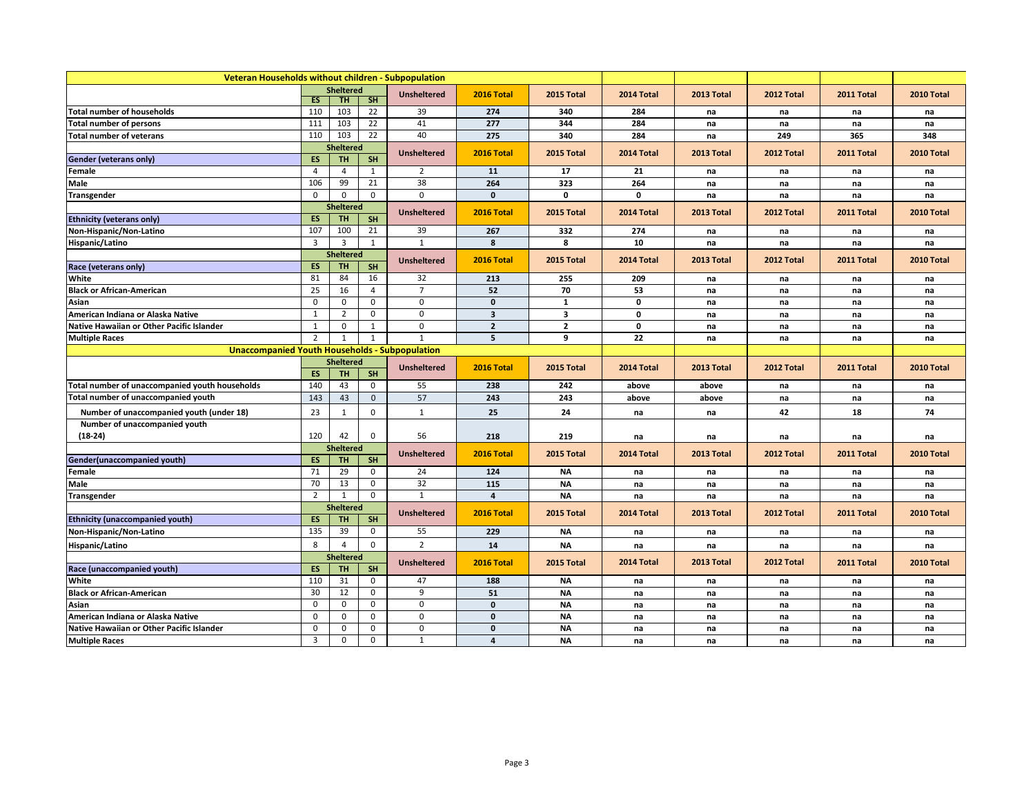## Veteran Households without children - Subpopulation

| | Sheltered | | | Unsheltered | 2016 Total | 2015 Total | 2014 Total | 2013 Total | 2012 Total | 2011 Total | 2010 Total |
|---|---|---|---|---|---|---|---|---|---|---|---|
| | ES | TH | SH | | | | | | | | |
| Total number of households | 110 | 103 | 22 | 39 | 274 | 340 | 284 | na | na | na | na |
| Total number of persons | 111 | 103 | 22 | 41 | 277 | 344 | 284 | na | na | na | na |
| Total number of veterans | 110 | 103 | 22 | 40 | 275 | 340 | 284 | na | 249 | 365 | 348 |

| Gender (veterans only) | Sheltered ES | TH | SH | Unsheltered | 2016 Total | 2015 Total | 2014 Total | 2013 Total | 2012 Total | 2011 Total | 2010 Total |
|---|---|---|---|---|---|---|---|---|---|---|---|
| Female | 4 | 4 | 1 | 2 | 11 | 17 | 21 | na | na | na | na |
| Male | 106 | 99 | 21 | 38 | 264 | 323 | 264 | na | na | na | na |
| Transgender | 0 | 0 | 0 | 0 | 0 | 0 | 0 | na | na | na | na |

| Ethnicity (veterans only) | Sheltered ES | TH | SH | Unsheltered | 2016 Total | 2015 Total | 2014 Total | 2013 Total | 2012 Total | 2011 Total | 2010 Total |
|---|---|---|---|---|---|---|---|---|---|---|---|
| Non-Hispanic/Non-Latino | 107 | 100 | 21 | 39 | 267 | 332 | 274 | na | na | na | na |
| Hispanic/Latino | 3 | 3 | 1 | 1 | 8 | 8 | 10 | na | na | na | na |

| Race (veterans only) | Sheltered ES | TH | SH | Unsheltered | 2016 Total | 2015 Total | 2014 Total | 2013 Total | 2012 Total | 2011 Total | 2010 Total |
|---|---|---|---|---|---|---|---|---|---|---|---|
| White | 81 | 84 | 16 | 32 | 213 | 255 | 209 | na | na | na | na |
| Black or African-American | 25 | 16 | 4 | 7 | 52 | 70 | 53 | na | na | na | na |
| Asian | 0 | 0 | 0 | 0 | 0 | 1 | 0 | na | na | na | na |
| American Indiana or Alaska Native | 1 | 2 | 0 | 0 | 3 | 3 | 0 | na | na | na | na |
| Native Hawaiian or Other Pacific Islander | 1 | 0 | 1 | 0 | 2 | 2 | 0 | na | na | na | na |
| Multiple Races | 2 | 1 | 1 | 1 | 5 | 9 | 22 | na | na | na | na |

## Unaccompanied Youth Households - Subpopulation

| | Sheltered | | | Unsheltered | 2016 Total | 2015 Total | 2014 Total | 2013 Total | 2012 Total | 2011 Total | 2010 Total |
|---|---|---|---|---|---|---|---|---|---|---|---|
| | ES | TH | SH | | | | | | | | |
| Total number of unaccompanied youth households | 140 | 43 | 0 | 55 | 238 | 242 | above | above | na | na | na |
| Total number of unaccompanied youth | 143 | 43 | 0 | 57 | 243 | 243 | above | above | na | na | na |
| Number of unaccompanied youth (under 18) | 23 | 1 | 0 | 1 | 25 | 24 | na | na | 42 | 18 | 74 |
| Number of unaccompanied youth (18-24) | 120 | 42 | 0 | 56 | 218 | 219 | na | na | na | na | na |

| Gender(unaccompanied youth) | Sheltered ES | TH | SH | Unsheltered | 2016 Total | 2015 Total | 2014 Total | 2013 Total | 2012 Total | 2011 Total | 2010 Total |
|---|---|---|---|---|---|---|---|---|---|---|---|
| Female | 71 | 29 | 0 | 24 | 124 | NA | na | na | na | na | na |
| Male | 70 | 13 | 0 | 32 | 115 | NA | na | na | na | na | na |
| Transgender | 2 | 1 | 0 | 1 | 4 | NA | na | na | na | na | na |

| Ethnicity (unaccompanied youth) | Sheltered ES | TH | SH | Unsheltered | 2016 Total | 2015 Total | 2014 Total | 2013 Total | 2012 Total | 2011 Total | 2010 Total |
|---|---|---|---|---|---|---|---|---|---|---|---|
| Non-Hispanic/Non-Latino | 135 | 39 | 0 | 55 | 229 | NA | na | na | na | na | na |
| Hispanic/Latino | 8 | 4 | 0 | 2 | 14 | NA | na | na | na | na | na |

| Race (unaccompanied youth) | Sheltered ES | TH | SH | Unsheltered | 2016 Total | 2015 Total | 2014 Total | 2013 Total | 2012 Total | 2011 Total | 2010 Total |
|---|---|---|---|---|---|---|---|---|---|---|---|
| White | 110 | 31 | 0 | 47 | 188 | NA | na | na | na | na | na |
| Black or African-American | 30 | 12 | 0 | 9 | 51 | NA | na | na | na | na | na |
| Asian | 0 | 0 | 0 | 0 | 0 | NA | na | na | na | na | na |
| American Indiana or Alaska Native | 0 | 0 | 0 | 0 | 0 | NA | na | na | na | na | na |
| Native Hawaiian or Other Pacific Islander | 0 | 0 | 0 | 0 | 0 | NA | na | na | na | na | na |
| Multiple Races | 3 | 0 | 0 | 1 | 4 | NA | na | na | na | na | na |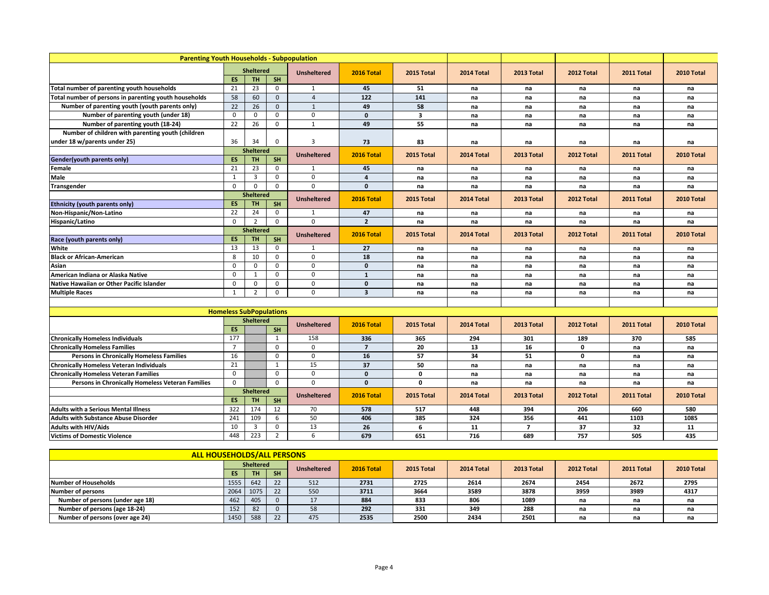## Parenting Youth Households - Subpopulation

| | Sheltered | | | Unsheltered | 2016 Total | 2015 Total | 2014 Total | 2013 Total | 2012 Total | 2011 Total | 2010 Total |
|---|---|---|---|---|---|---|---|---|---|---|---|
| | ES | TH | SH | | | | | | | | |
| Total number of parenting youth households | 21 | 23 | 0 | 1 | **45** | **51** | **na** | **na** | **na** | **na** | **na** |
| Total number of persons in parenting youth households | 58 | 60 | 0 | 4 | **122** | **141** | **na** | **na** | **na** | **na** | **na** |
| Number of parenting youth (youth parents only) | 22 | 26 | 0 | 1 | **49** | **58** | **na** | **na** | **na** | **na** | **na** |
| Number of parenting youth (under 18) | 0 | 0 | 0 | 0 | **0** | **3** | **na** | **na** | **na** | **na** | **na** |
| Number of parenting youth (18-24) | 22 | 26 | 0 | 1 | **49** | **55** | **na** | **na** | **na** | **na** | **na** |
| Number of children with parenting youth (children under 18 w/parents under 25) | 36 | 34 | 0 | 3 | **73** | **83** | **na** | **na** | **na** | **na** | **na** |

| | Sheltered | | | Unsheltered | 2016 Total | 2015 Total | 2014 Total | 2013 Total | 2012 Total | 2011 Total | 2010 Total |
|---|---|---|---|---|---|---|---|---|---|---|---|
| **Gender(youth parents only)** | ES | TH | SH | | | | | | | | |
| Female | 21 | 23 | 0 | 1 | **45** | **na** | **na** | **na** | **na** | **na** | **na** |
| Male | 1 | 3 | 0 | 0 | **4** | **na** | **na** | **na** | **na** | **na** | **na** |
| Transgender | 0 | 0 | 0 | 0 | **0** | **na** | **na** | **na** | **na** | **na** | **na** |

| | Sheltered | | | Unsheltered | 2016 Total | 2015 Total | 2014 Total | 2013 Total | 2012 Total | 2011 Total | 2010 Total |
|---|---|---|---|---|---|---|---|---|---|---|---|
| **Ethnicity (youth parents only)** | ES | TH | SH | | | | | | | | |
| Non-Hispanic/Non-Latino | 22 | 24 | 0 | 1 | **47** | **na** | **na** | **na** | **na** | **na** | **na** |
| Hispanic/Latino | 0 | 2 | 0 | 0 | **2** | **na** | **na** | **na** | **na** | **na** | **na** |

| | Sheltered | | | Unsheltered | 2016 Total | 2015 Total | 2014 Total | 2013 Total | 2012 Total | 2011 Total | 2010 Total |
|---|---|---|---|---|---|---|---|---|---|---|---|
| **Race (youth parents only)** | ES | TH | SH | | | | | | | | |
| White | 13 | 13 | 0 | 1 | **27** | **na** | **na** | **na** | **na** | **na** | **na** |
| Black or African-American | 8 | 10 | 0 | 0 | **18** | **na** | **na** | **na** | **na** | **na** | **na** |
| Asian | 0 | 0 | 0 | 0 | **0** | **na** | **na** | **na** | **na** | **na** | **na** |
| American Indiana or Alaska Native | 0 | 1 | 0 | 0 | **1** | **na** | **na** | **na** | **na** | **na** | **na** |
| Native Hawaiian or Other Pacific Islander | 0 | 0 | 0 | 0 | **0** | **na** | **na** | **na** | **na** | **na** | **na** |
| Multiple Races | 1 | 2 | 0 | 0 | **3** | **na** | **na** | **na** | **na** | **na** | **na** |

## Homeless SubPopulations

| | Sheltered | | | Unsheltered | 2016 Total | 2015 Total | 2014 Total | 2013 Total | 2012 Total | 2011 Total | 2010 Total |
|---|---|---|---|---|---|---|---|---|---|---|---|
| | ES | | SH | | | | | | | | |
| Chronically Homeless Individuals | 177 | | 1 | 158 | **336** | **365** | **294** | **301** | **189** | **370** | **585** |
| Chronically Homeless Families | 7 | | 0 | 0 | **7** | **20** | **13** | **16** | **0** | **na** | **na** |
| Persons in Chronically Homeless Families | 16 | | 0 | 0 | **16** | **57** | **34** | **51** | **0** | **na** | **na** |
| Chronically Homeless Veteran Individuals | 21 | | 1 | 15 | **37** | **50** | **na** | **na** | **na** | **na** | **na** |
| Chronically Homeless Veteran Families | 0 | | 0 | 0 | **0** | **0** | **na** | **na** | **na** | **na** | **na** |
| Persons in Chronically Homeless Veteran Families | 0 | | 0 | 0 | **0** | **0** | **na** | **na** | **na** | **na** | **na** |

| | Sheltered | | | Unsheltered | 2016 Total | 2015 Total | 2014 Total | 2013 Total | 2012 Total | 2011 Total | 2010 Total |
|---|---|---|---|---|---|---|---|---|---|---|---|
| | ES | TH | SH | | | | | | | | |
| Adults with a Serious Mental Illness | 322 | 174 | 12 | 70 | **578** | **517** | **448** | **394** | **206** | **660** | **580** |
| Adults with Substance Abuse Disorder | 241 | 109 | 6 | 50 | **406** | **385** | **324** | **356** | **441** | **1103** | **1085** |
| Adults with HIV/Aids | 10 | 3 | 0 | 13 | **26** | **6** | **11** | **7** | **37** | **32** | **11** |
| Victims of Domestic Violence | 448 | 223 | 2 | 6 | **679** | **651** | **716** | **689** | **757** | **505** | **435** |

## ALL HOUSEHOLDS/ALL PERSONS

| | Sheltered | | | Unsheltered | 2016 Total | 2015 Total | 2014 Total | 2013 Total | 2012 Total | 2011 Total | 2010 Total |
|---|---|---|---|---|---|---|---|---|---|---|---|
| | ES | TH | SH | | | | | | | | |
| Number of Households | 1555 | 642 | 22 | 512 | **2731** | **2725** | **2614** | **2674** | **2454** | **2672** | **2795** |
| Number of persons | 2064 | 1075 | 22 | 550 | **3711** | **3664** | **3589** | **3878** | **3959** | **3989** | **4317** |
| Number of persons (under age 18) | 462 | 405 | 0 | 17 | **884** | **833** | **806** | **1089** | **na** | **na** | **na** |
| Number of persons (age 18-24) | 152 | 82 | 0 | 58 | **292** | **331** | **349** | **288** | **na** | **na** | **na** |
| Number of persons (over age 24) | 1450 | 588 | 22 | 475 | **2535** | **2500** | **2434** | **2501** | **na** | **na** | **na** |